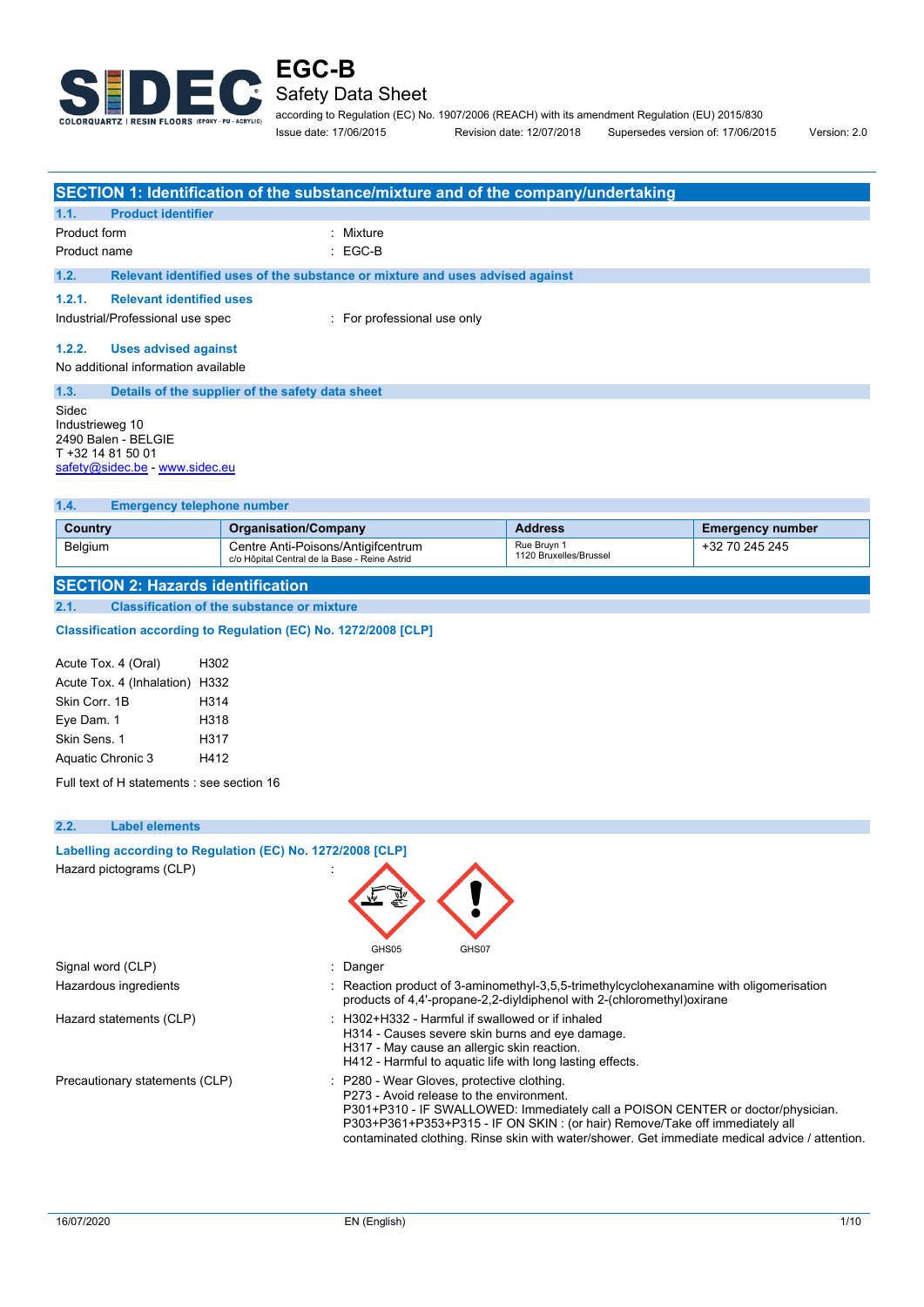# EGC-B

## Safety Data Sheet

according to Regulation (EC) No. 1907/2006 (REACH) with its amendment Regulation (EU) 2015/830

Issue date: 17/06/2015    Revision date: 12/07/2018    Supersedes version of: 17/06/2015    Version: 2.0

## SECTION 1: Identification of the substance/mixture and of the company/undertaking

### 1.1. Product identifier

Product form : Mixture

Product name : EGC-B

### 1.2. Relevant identified uses of the substance or mixture and uses advised against

#### 1.2.1. Relevant identified uses

Industrial/Professional use spec : For professional use only

#### 1.2.2. Uses advised against

No additional information available

### 1.3. Details of the supplier of the safety data sheet

Sidec
Industrieweg 10
2490 Balen - BELGIE
T +32 14 81 50 01
safety@sidec.be - www.sidec.eu

### 1.4. Emergency telephone number

| Country | Organisation/Company | Address | Emergency number |
|---|---|---|---|
| Belgium | Centre Anti-Poisons/Antigifcentrum<br>c/o Hôpital Central de la Base - Reine Astrid | Rue Bruyn 1<br>1120 Bruxelles/Brussel | +32 70 245 245 |

## SECTION 2: Hazards identification

### 2.1. Classification of the substance or mixture

**Classification according to Regulation (EC) No. 1272/2008 [CLP]**

| | |
|---|---|
| Acute Tox. 4 (Oral) | H302 |
| Acute Tox. 4 (Inhalation) | H332 |
| Skin Corr. 1B | H314 |
| Eye Dam. 1 | H318 |
| Skin Sens. 1 | H317 |
| Aquatic Chronic 3 | H412 |

Full text of H statements : see section 16

### 2.2. Label elements

**Labelling according to Regulation (EC) No. 1272/2008 [CLP]**

Hazard pictograms (CLP) :

GHS05    GHS07

Signal word (CLP) : Danger

Hazardous ingredients : Reaction product of 3-aminomethyl-3,5,5-trimethylcyclohexanamine with oligomerisation products of 4,4'-propane-2,2-diyldiphenol with 2-(chloromethyl)oxirane

Hazard statements (CLP) : H302+H332 - Harmful if swallowed or if inhaled
H314 - Causes severe skin burns and eye damage.
H317 - May cause an allergic skin reaction.
H412 - Harmful to aquatic life with long lasting effects.

Precautionary statements (CLP) : P280 - Wear Gloves, protective clothing.
P273 - Avoid release to the environment.
P301+P310 - IF SWALLOWED: Immediately call a POISON CENTER or doctor/physician.
P303+P361+P353+P315 - IF ON SKIN : (or hair) Remove/Take off immediately all contaminated clothing. Rinse skin with water/shower. Get immediate medical advice / attention.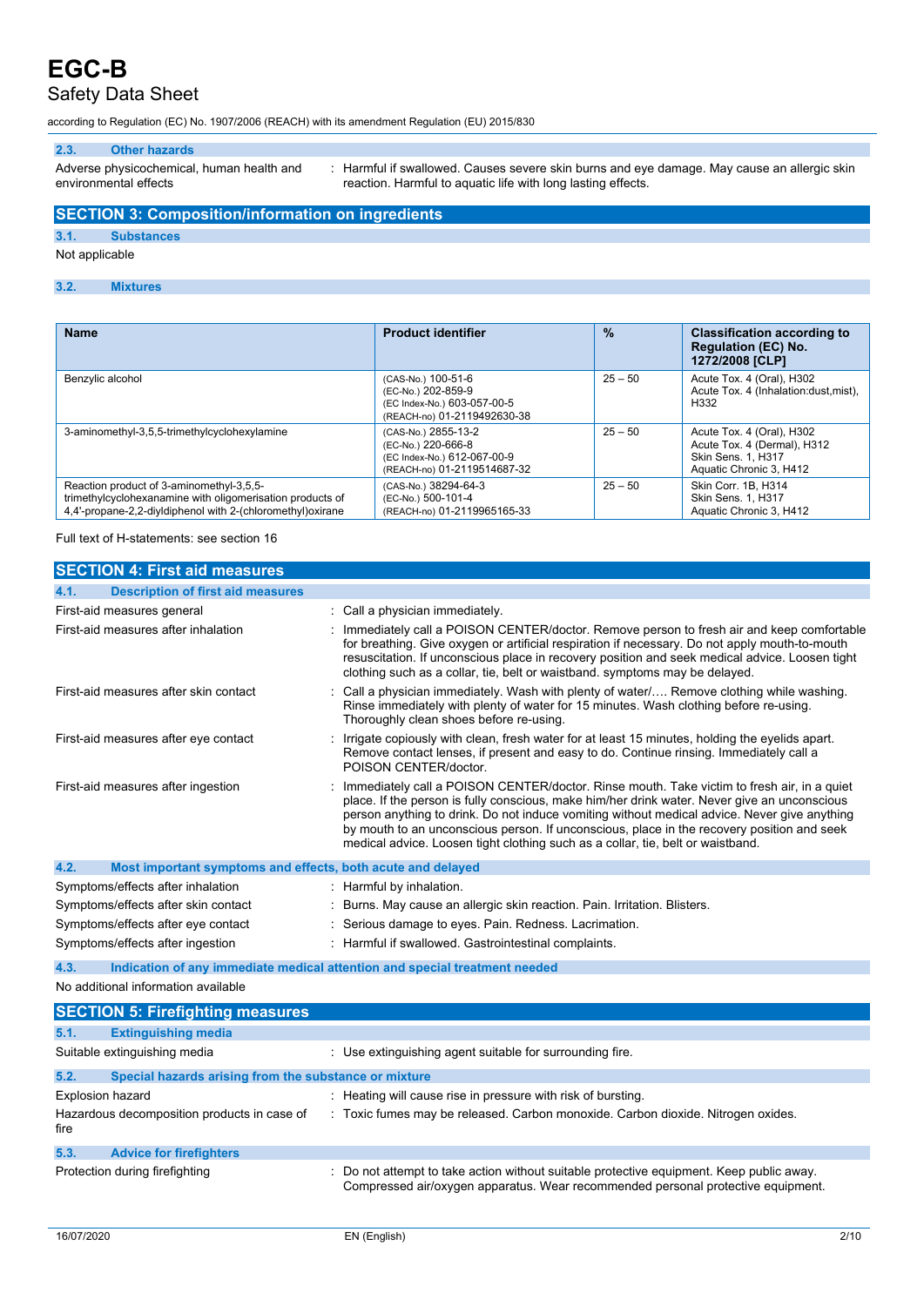### 2.3. Other hazards

| | |
|---|---|
| Adverse physicochemical, human health and environmental effects | : Harmful if swallowed. Causes severe skin burns and eye damage. May cause an allergic skin reaction. Harmful to aquatic life with long lasting effects. |

## SECTION 3: Composition/information on ingredients

### 3.1. Substances

Not applicable

### 3.2. Mixtures

| Name | Product identifier | % | Classification according to Regulation (EC) No. 1272/2008 [CLP] |
|---|---|---|---|
| Benzylic alcohol | (CAS-No.) 100-51-6<br>(EC-No.) 202-859-9<br>(EC Index-No.) 603-057-00-5<br>(REACH-no) 01-2119492630-38 | 25 – 50 | Acute Tox. 4 (Oral), H302<br>Acute Tox. 4 (Inhalation:dust,mist), H332 |
| 3-aminomethyl-3,5,5-trimethylcyclohexylamine | (CAS-No.) 2855-13-2<br>(EC-No.) 220-666-8<br>(EC Index-No.) 612-067-00-9<br>(REACH-no) 01-2119514687-32 | 25 – 50 | Acute Tox. 4 (Oral), H302<br>Acute Tox. 4 (Dermal), H312<br>Skin Sens. 1, H317<br>Aquatic Chronic 3, H412 |
| Reaction product of 3-aminomethyl-3,5,5-trimethylcyclohexanamine with oligomerisation products of 4,4'-propane-2,2-diyldiphenol with 2-(chloromethyl)oxirane | (CAS-No.) 38294-64-3<br>(EC-No.) 500-101-4<br>(REACH-no) 01-2119965165-33 | 25 – 50 | Skin Corr. 1B, H314<br>Skin Sens. 1, H317<br>Aquatic Chronic 3, H412 |

Full text of H-statements: see section 16

## SECTION 4: First aid measures

### 4.1. Description of first aid measures

| | |
|---|---|
| First-aid measures general | : Call a physician immediately. |
| First-aid measures after inhalation | : Immediately call a POISON CENTER/doctor. Remove person to fresh air and keep comfortable for breathing. Give oxygen or artificial respiration if necessary. Do not apply mouth-to-mouth resuscitation. If unconscious place in recovery position and seek medical advice. Loosen tight clothing such as a collar, tie, belt or waistband. symptoms may be delayed. |
| First-aid measures after skin contact | : Call a physician immediately. Wash with plenty of water/…. Remove clothing while washing. Rinse immediately with plenty of water for 15 minutes. Wash clothing before re-using. Thoroughly clean shoes before re-using. |
| First-aid measures after eye contact | : Irrigate copiously with clean, fresh water for at least 15 minutes, holding the eyelids apart. Remove contact lenses, if present and easy to do. Continue rinsing. Immediately call a POISON CENTER/doctor. |
| First-aid measures after ingestion | : Immediately call a POISON CENTER/doctor. Rinse mouth. Take victim to fresh air, in a quiet place. If the person is fully conscious, make him/her drink water. Never give an unconscious person anything to drink. Do not induce vomiting without medical advice. Never give anything by mouth to an unconscious person. If unconscious, place in the recovery position and seek medical advice. Loosen tight clothing such as a collar, tie, belt or waistband. |

### 4.2. Most important symptoms and effects, both acute and delayed

| | |
|---|---|
| Symptoms/effects after inhalation | : Harmful by inhalation. |
| Symptoms/effects after skin contact | : Burns. May cause an allergic skin reaction. Pain. Irritation. Blisters. |
| Symptoms/effects after eye contact | : Serious damage to eyes. Pain. Redness. Lacrimation. |
| Symptoms/effects after ingestion | : Harmful if swallowed. Gastrointestinal complaints. |

### 4.3. Indication of any immediate medical attention and special treatment needed

No additional information available

## SECTION 5: Firefighting measures

### 5.1. Extinguishing media

| | |
|---|---|
| Suitable extinguishing media | : Use extinguishing agent suitable for surrounding fire. |

### 5.2. Special hazards arising from the substance or mixture

| | |
|---|---|
| Explosion hazard | : Heating will cause rise in pressure with risk of bursting. |
| Hazardous decomposition products in case of fire | : Toxic fumes may be released. Carbon monoxide. Carbon dioxide. Nitrogen oxides. |

### 5.3. Advice for firefighters

| | |
|---|---|
| Protection during firefighting | : Do not attempt to take action without suitable protective equipment. Keep public away. Compressed air/oxygen apparatus. Wear recommended personal protective equipment. |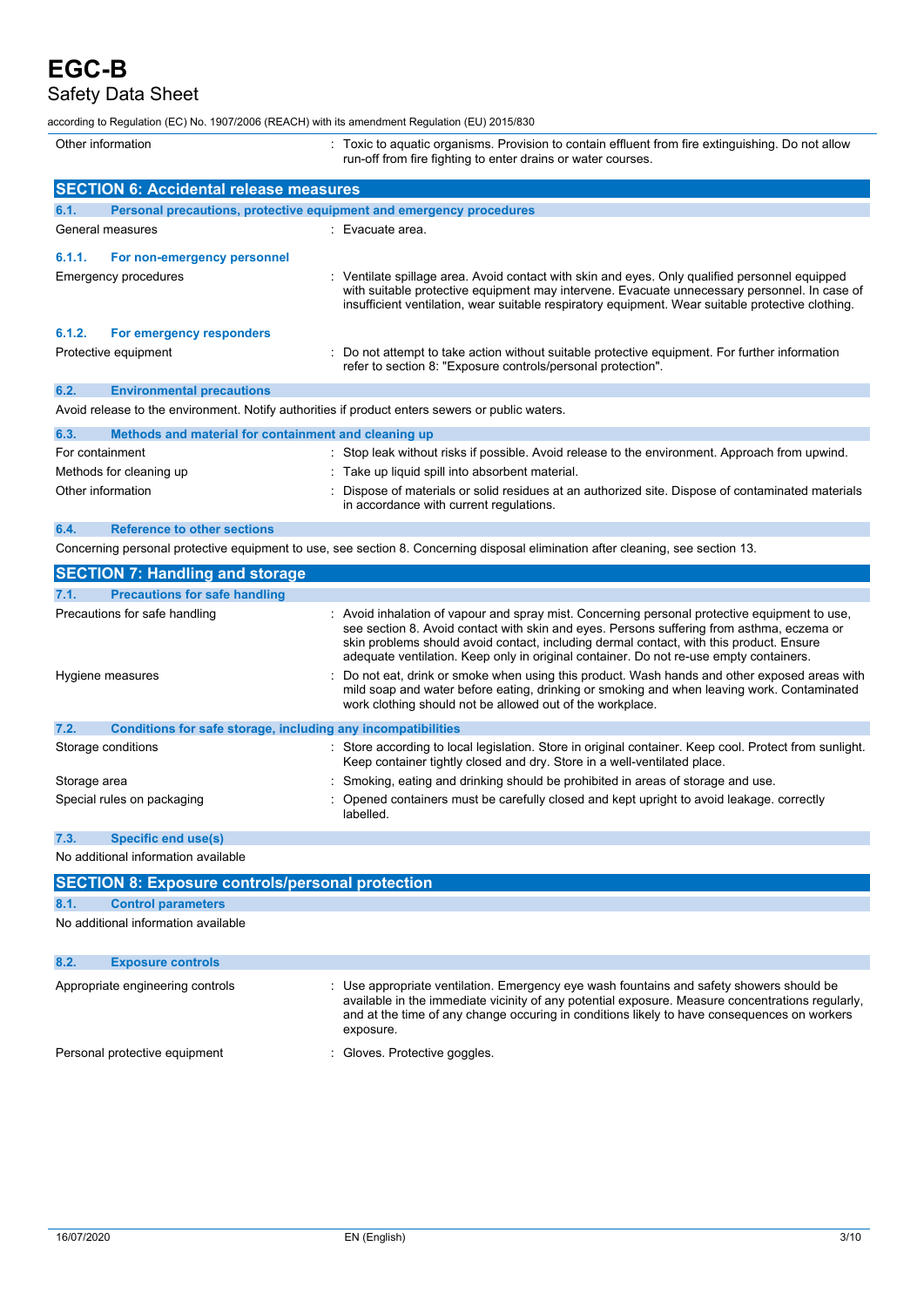| | |
|---|---|
| Other information | : Toxic to aquatic organisms. Provision to contain effluent from fire extinguishing. Do not allow run-off from fire fighting to enter drains or water courses. |

## SECTION 6: Accidental release measures

### 6.1. Personal precautions, protective equipment and emergency procedures

| | |
|---|---|
| General measures | : Evacuate area. |

#### 6.1.1. For non-emergency personnel

| | |
|---|---|
| Emergency procedures | : Ventilate spillage area. Avoid contact with skin and eyes. Only qualified personnel equipped with suitable protective equipment may intervene. Evacuate unnecessary personnel. In case of insufficient ventilation, wear suitable respiratory equipment. Wear suitable protective clothing. |

#### 6.1.2. For emergency responders

| | |
|---|---|
| Protective equipment | : Do not attempt to take action without suitable protective equipment. For further information refer to section 8: "Exposure controls/personal protection". |

### 6.2. Environmental precautions

Avoid release to the environment. Notify authorities if product enters sewers or public waters.

### 6.3. Methods and material for containment and cleaning up

| | |
|---|---|
| For containment | : Stop leak without risks if possible. Avoid release to the environment. Approach from upwind. |
| Methods for cleaning up | : Take up liquid spill into absorbent material. |
| Other information | : Dispose of materials or solid residues at an authorized site. Dispose of contaminated materials in accordance with current regulations. |

### 6.4. Reference to other sections

Concerning personal protective equipment to use, see section 8. Concerning disposal elimination after cleaning, see section 13.

## SECTION 7: Handling and storage

### 7.1. Precautions for safe handling

| | |
|---|---|
| Precautions for safe handling | : Avoid inhalation of vapour and spray mist. Concerning personal protective equipment to use, see section 8. Avoid contact with skin and eyes. Persons suffering from asthma, eczema or skin problems should avoid contact, including dermal contact, with this product. Ensure adequate ventilation. Keep only in original container. Do not re-use empty containers. |
| Hygiene measures | : Do not eat, drink or smoke when using this product. Wash hands and other exposed areas with mild soap and water before eating, drinking or smoking and when leaving work. Contaminated work clothing should not be allowed out of the workplace. |

### 7.2. Conditions for safe storage, including any incompatibilities

| | |
|---|---|
| Storage conditions | : Store according to local legislation. Store in original container. Keep cool. Protect from sunlight. Keep container tightly closed and dry. Store in a well-ventilated place. |
| Storage area | : Smoking, eating and drinking should be prohibited in areas of storage and use. |
| Special rules on packaging | : Opened containers must be carefully closed and kept upright to avoid leakage. correctly labelled. |

### 7.3. Specific end use(s)

No additional information available

## SECTION 8: Exposure controls/personal protection

### 8.1. Control parameters

No additional information available

### 8.2. Exposure controls

| | |
|---|---|
| Appropriate engineering controls | : Use appropriate ventilation. Emergency eye wash fountains and safety showers should be available in the immediate vicinity of any potential exposure. Measure concentrations regularly, and at the time of any change occuring in conditions likely to have consequences on workers exposure. |
| Personal protective equipment | : Gloves. Protective goggles. |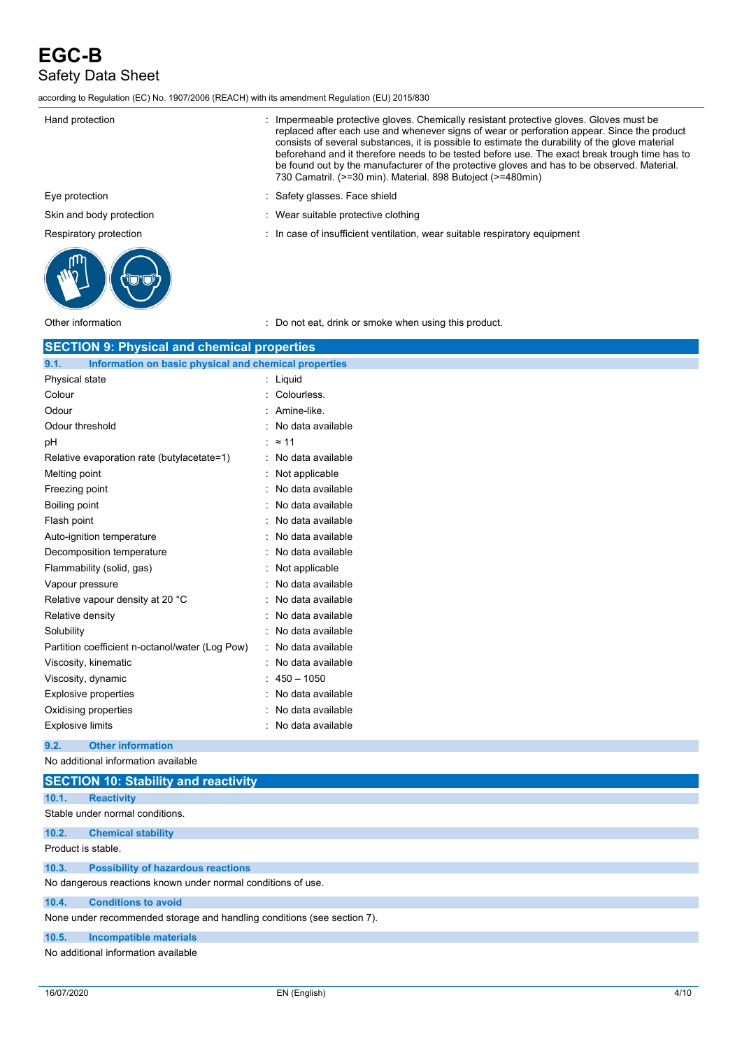| | |
|---|---|
| Hand protection | : Impermeable protective gloves. Chemically resistant protective gloves. Gloves must be replaced after each use and whenever signs of wear or perforation appear. Since the product consists of several substances, it is possible to estimate the durability of the glove material beforehand and it therefore needs to be tested before use. The exact break trough time has to be found out by the manufacturer of the protective gloves and has to be observed. Material. 730 Camatril. (>=30 min). Material. 898 Butoject (>=480min) |
| Eye protection | : Safety glasses. Face shield |
| Skin and body protection | : Wear suitable protective clothing |
| Respiratory protection | : In case of insufficient ventilation, wear suitable respiratory equipment |
| Other information | : Do not eat, drink or smoke when using this product. |

## SECTION 9: Physical and chemical properties

### 9.1. Information on basic physical and chemical properties

| | |
|---|---|
| Physical state | : Liquid |
| Colour | : Colourless. |
| Odour | : Amine-like. |
| Odour threshold | : No data available |
| pH | : ≈ 11 |
| Relative evaporation rate (butylacetate=1) | : No data available |
| Melting point | : Not applicable |
| Freezing point | : No data available |
| Boiling point | : No data available |
| Flash point | : No data available |
| Auto-ignition temperature | : No data available |
| Decomposition temperature | : No data available |
| Flammability (solid, gas) | : Not applicable |
| Vapour pressure | : No data available |
| Relative vapour density at 20 °C | : No data available |
| Relative density | : No data available |
| Solubility | : No data available |
| Partition coefficient n-octanol/water (Log Pow) | : No data available |
| Viscosity, kinematic | : No data available |
| Viscosity, dynamic | : 450 – 1050 |
| Explosive properties | : No data available |
| Oxidising properties | : No data available |
| Explosive limits | : No data available |

### 9.2. Other information

No additional information available

## SECTION 10: Stability and reactivity

### 10.1. Reactivity

Stable under normal conditions.

### 10.2. Chemical stability

Product is stable.

### 10.3. Possibility of hazardous reactions

No dangerous reactions known under normal conditions of use.

### 10.4. Conditions to avoid

None under recommended storage and handling conditions (see section 7).

### 10.5. Incompatible materials

No additional information available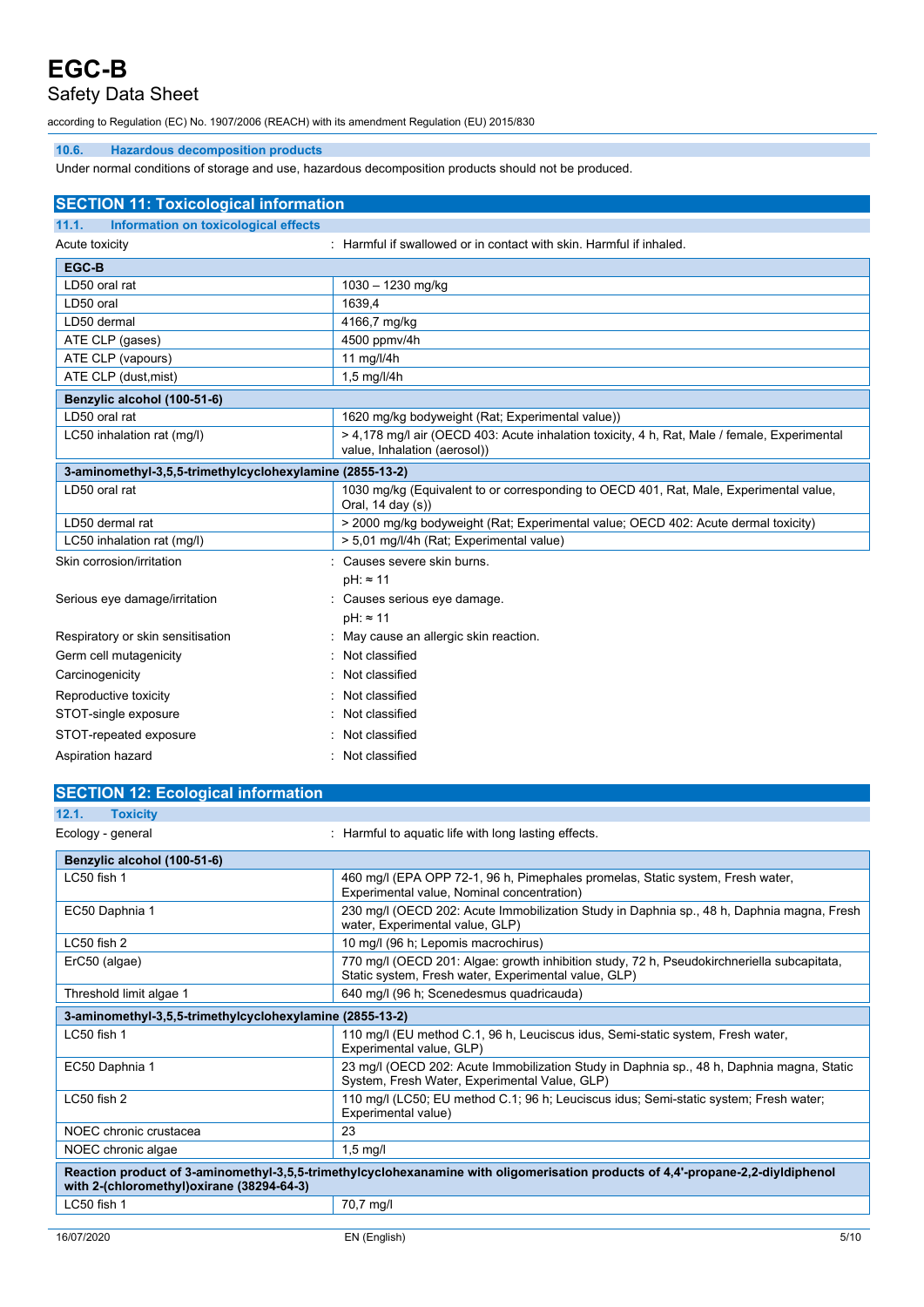### 10.6. Hazardous decomposition products

Under normal conditions of storage and use, hazardous decomposition products should not be produced.

## SECTION 11: Toxicological information

### 11.1. Information on toxicological effects

Acute toxicity : Harmful if swallowed or in contact with skin. Harmful if inhaled.

| EGC-B | |
|---|---|
| LD50 oral rat | 1030 – 1230 mg/kg |
| LD50 oral | 1639,4 |
| LD50 dermal | 4166,7 mg/kg |
| ATE CLP (gases) | 4500 ppmv/4h |
| ATE CLP (vapours) | 11 mg/l/4h |
| ATE CLP (dust,mist) | 1,5 mg/l/4h |
| **Benzylic alcohol (100-51-6)** | |
| LD50 oral rat | 1620 mg/kg bodyweight (Rat; Experimental value)) |
| LC50 inhalation rat (mg/l) | > 4,178 mg/l air (OECD 403: Acute inhalation toxicity, 4 h, Rat, Male / female, Experimental value, Inhalation (aerosol)) |
| **3-aminomethyl-3,5,5-trimethylcyclohexylamine (2855-13-2)** | |
| LD50 oral rat | 1030 mg/kg (Equivalent to or corresponding to OECD 401, Rat, Male, Experimental value, Oral, 14 day (s)) |
| LD50 dermal rat | > 2000 mg/kg bodyweight (Rat; Experimental value; OECD 402: Acute dermal toxicity) |
| LC50 inhalation rat (mg/l) | > 5,01 mg/l/4h (Rat; Experimental value) |

Skin corrosion/irritation : Causes severe skin burns.
pH: ≈ 11

Serious eye damage/irritation : Causes serious eye damage.
pH: ≈ 11

Respiratory or skin sensitisation : May cause an allergic skin reaction.

Germ cell mutagenicity : Not classified

Carcinogenicity : Not classified

Reproductive toxicity : Not classified

STOT-single exposure : Not classified

STOT-repeated exposure : Not classified

Aspiration hazard : Not classified

## SECTION 12: Ecological information

### 12.1. Toxicity

Ecology - general : Harmful to aquatic life with long lasting effects.

| Benzylic alcohol (100-51-6) | |
|---|---|
| LC50 fish 1 | 460 mg/l (EPA OPP 72-1, 96 h, Pimephales promelas, Static system, Fresh water, Experimental value, Nominal concentration) |
| EC50 Daphnia 1 | 230 mg/l (OECD 202: Acute Immobilization Study in Daphnia sp., 48 h, Daphnia magna, Fresh water, Experimental value, GLP) |
| LC50 fish 2 | 10 mg/l (96 h; Lepomis macrochirus) |
| ErC50 (algae) | 770 mg/l (OECD 201: Algae: growth inhibition study, 72 h, Pseudokirchneriella subcapitata, Static system, Fresh water, Experimental value, GLP) |
| Threshold limit algae 1 | 640 mg/l (96 h; Scenedesmus quadricauda) |
| **3-aminomethyl-3,5,5-trimethylcyclohexylamine (2855-13-2)** | |
| LC50 fish 1 | 110 mg/l (EU method C.1, 96 h, Leuciscus idus, Semi-static system, Fresh water, Experimental value, GLP) |
| EC50 Daphnia 1 | 23 mg/l (OECD 202: Acute Immobilization Study in Daphnia sp., 48 h, Daphnia magna, Static System, Fresh Water, Experimental Value, GLP) |
| LC50 fish 2 | 110 mg/l (LC50; EU method C.1; 96 h; Leuciscus idus; Semi-static system; Fresh water; Experimental value) |
| NOEC chronic crustacea | 23 |
| NOEC chronic algae | 1,5 mg/l |
| **Reaction product of 3-aminomethyl-3,5,5-trimethylcyclohexanamine with oligomerisation products of 4,4'-propane-2,2-diyldiphenol with 2-(chloromethyl)oxirane (38294-64-3)** | |
| LC50 fish 1 | 70,7 mg/l |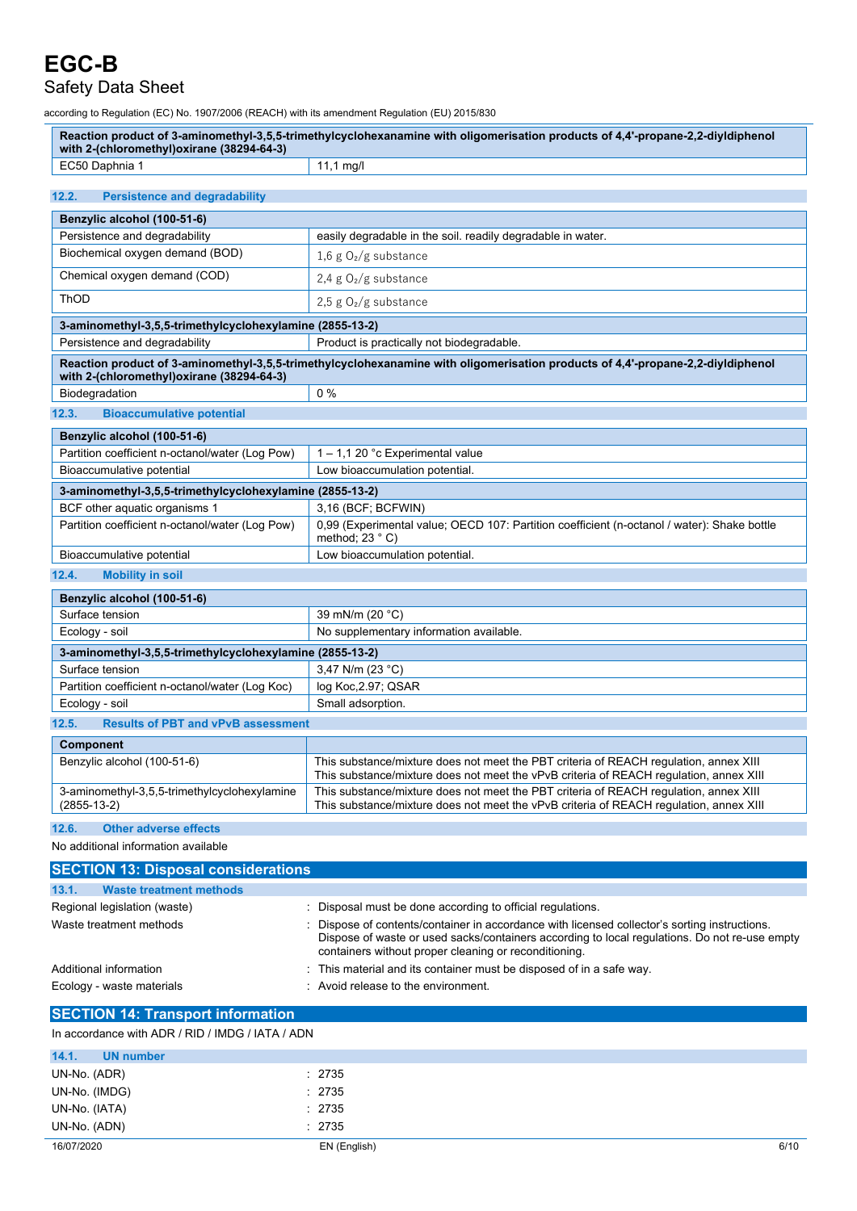| Reaction product of 3-aminomethyl-3,5,5-trimethylcyclohexanamine with oligomerisation products of 4,4'-propane-2,2-diyldiphenol with 2-(chloromethyl)oxirane (38294-64-3) | |
|---|---|
| EC50 Daphnia 1 | 11,1 mg/l |

### 12.2. Persistence and degradability

| Benzylic alcohol (100-51-6) | |
|---|---|
| Persistence and degradability | easily degradable in the soil. readily degradable in water. |
| Biochemical oxygen demand (BOD) | 1,6 g $O_2$/g substance |
| Chemical oxygen demand (COD) | 2,4 g $O_2$/g substance |
| ThOD | 2,5 g $O_2$/g substance |

| 3-aminomethyl-3,5,5-trimethylcyclohexylamine (2855-13-2) | |
|---|---|
| Persistence and degradability | Product is practically not biodegradable. |

| Reaction product of 3-aminomethyl-3,5,5-trimethylcyclohexanamine with oligomerisation products of 4,4'-propane-2,2-diyldiphenol with 2-(chloromethyl)oxirane (38294-64-3) | |
|---|---|
| Biodegradation | 0 % |

### 12.3. Bioaccumulative potential

| Benzylic alcohol (100-51-6) | |
|---|---|
| Partition coefficient n-octanol/water (Log Pow) | 1 – 1,1 20 °c Experimental value |
| Bioaccumulative potential | Low bioaccumulation potential. |

| 3-aminomethyl-3,5,5-trimethylcyclohexylamine (2855-13-2) | |
|---|---|
| BCF other aquatic organisms 1 | 3,16 (BCF; BCFWIN) |
| Partition coefficient n-octanol/water (Log Pow) | 0,99 (Experimental value; OECD 107: Partition coefficient (n-octanol / water): Shake bottle method; 23 ° C) |
| Bioaccumulative potential | Low bioaccumulation potential. |

### 12.4. Mobility in soil

| Benzylic alcohol (100-51-6) | |
|---|---|
| Surface tension | 39 mN/m (20 °C) |
| Ecology - soil | No supplementary information available. |

| 3-aminomethyl-3,5,5-trimethylcyclohexylamine (2855-13-2) | |
|---|---|
| Surface tension | 3,47 N/m (23 °C) |
| Partition coefficient n-octanol/water (Log Koc) | log Koc,2.97; QSAR |
| Ecology - soil | Small adsorption. |

### 12.5. Results of PBT and vPvB assessment

| Component | |
|---|---|
| Benzylic alcohol (100-51-6) | This substance/mixture does not meet the PBT criteria of REACH regulation, annex XIII<br>This substance/mixture does not meet the vPvB criteria of REACH regulation, annex XIII |
| 3-aminomethyl-3,5,5-trimethylcyclohexylamine (2855-13-2) | This substance/mixture does not meet the PBT criteria of REACH regulation, annex XIII<br>This substance/mixture does not meet the vPvB criteria of REACH regulation, annex XIII |

### 12.6. Other adverse effects

No additional information available

## SECTION 13: Disposal considerations

### 13.1. Waste treatment methods

Regional legislation (waste) : Disposal must be done according to official regulations.

Waste treatment methods : Dispose of contents/container in accordance with licensed collector's sorting instructions. Dispose of waste or used sacks/containers according to local regulations. Do not re-use empty containers without proper cleaning or reconditioning.

Additional information : This material and its container must be disposed of in a safe way.

Ecology - waste materials : Avoid release to the environment.

## SECTION 14: Transport information

In accordance with ADR / RID / IMDG / IATA / ADN

### 14.1. UN number

UN-No. (ADR) : 2735

UN-No. (IMDG) : 2735

UN-No. (IATA) : 2735

UN-No. (ADN) : 2735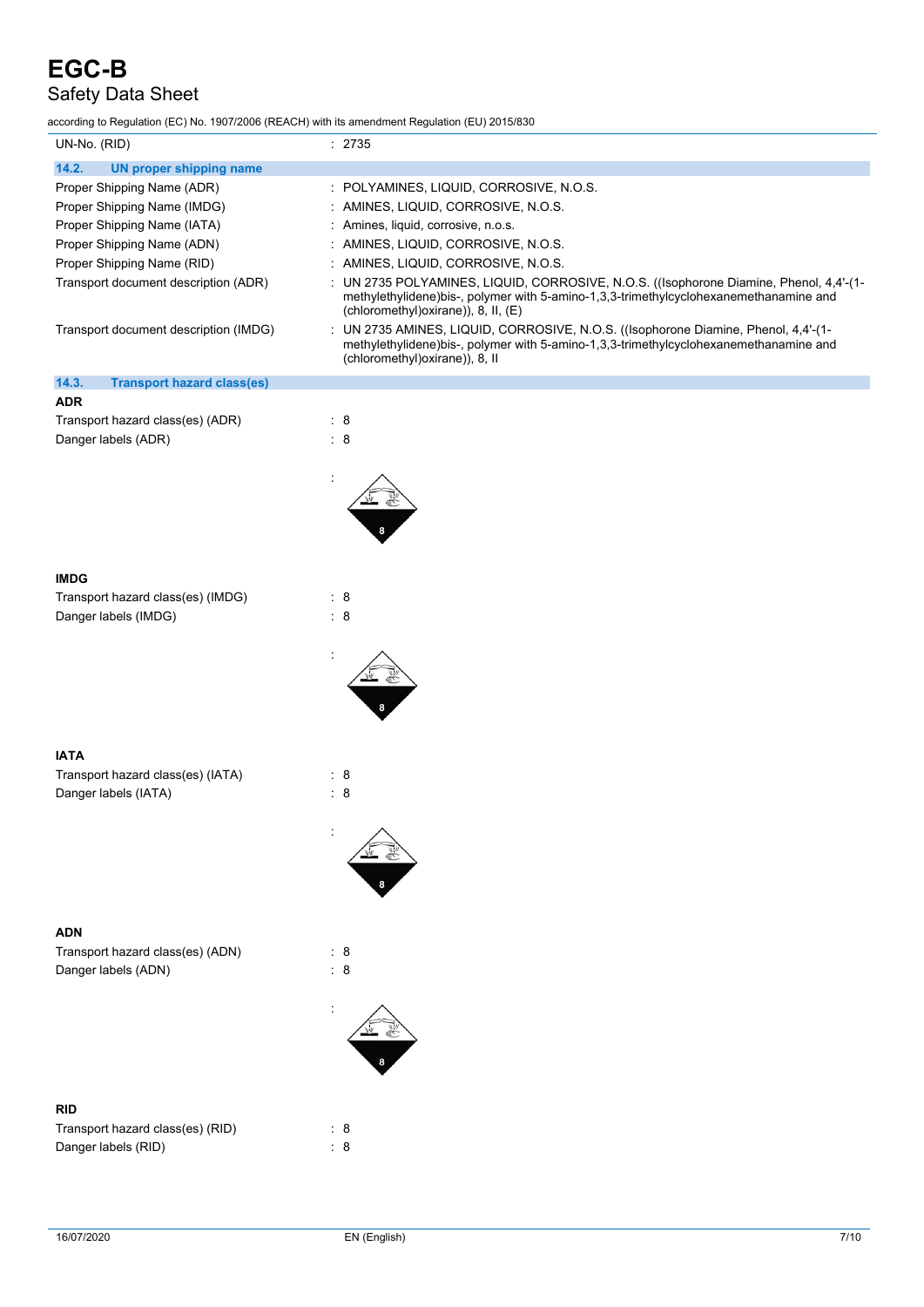| | |
|---|---|
| UN-No. (RID) | : 2735 |

### 14.2. UN proper shipping name

| | |
|---|---|
| Proper Shipping Name (ADR) | : POLYAMINES, LIQUID, CORROSIVE, N.O.S. |
| Proper Shipping Name (IMDG) | : AMINES, LIQUID, CORROSIVE, N.O.S. |
| Proper Shipping Name (IATA) | : Amines, liquid, corrosive, n.o.s. |
| Proper Shipping Name (ADN) | : AMINES, LIQUID, CORROSIVE, N.O.S. |
| Proper Shipping Name (RID) | : AMINES, LIQUID, CORROSIVE, N.O.S. |
| Transport document description (ADR) | : UN 2735 POLYAMINES, LIQUID, CORROSIVE, N.O.S. ((Isophorone Diamine, Phenol, 4,4'-(1-methylethylidene)bis-, polymer with 5-amino-1,3,3-trimethylcyclohexanemethanamine and (chloromethyl)oxirane)), 8, II, (E) |
| Transport document description (IMDG) | : UN 2735 AMINES, LIQUID, CORROSIVE, N.O.S. ((Isophorone Diamine, Phenol, 4,4'-(1-methylethylidene)bis-, polymer with 5-amino-1,3,3-trimethylcyclohexanemethanamine and (chloromethyl)oxirane)), 8, II |

### 14.3. Transport hazard class(es)

**ADR**

| | |
|---|---|
| Transport hazard class(es) (ADR) | : 8 |
| Danger labels (ADR) | : 8 |

**IMDG**

| | |
|---|---|
| Transport hazard class(es) (IMDG) | : 8 |
| Danger labels (IMDG) | : 8 |

**IATA**

| | |
|---|---|
| Transport hazard class(es) (IATA) | : 8 |
| Danger labels (IATA) | : 8 |

**ADN**

| | |
|---|---|
| Transport hazard class(es) (ADN) | : 8 |
| Danger labels (ADN) | : 8 |

**RID**

| | |
|---|---|
| Transport hazard class(es) (RID) | : 8 |
| Danger labels (RID) | : 8 |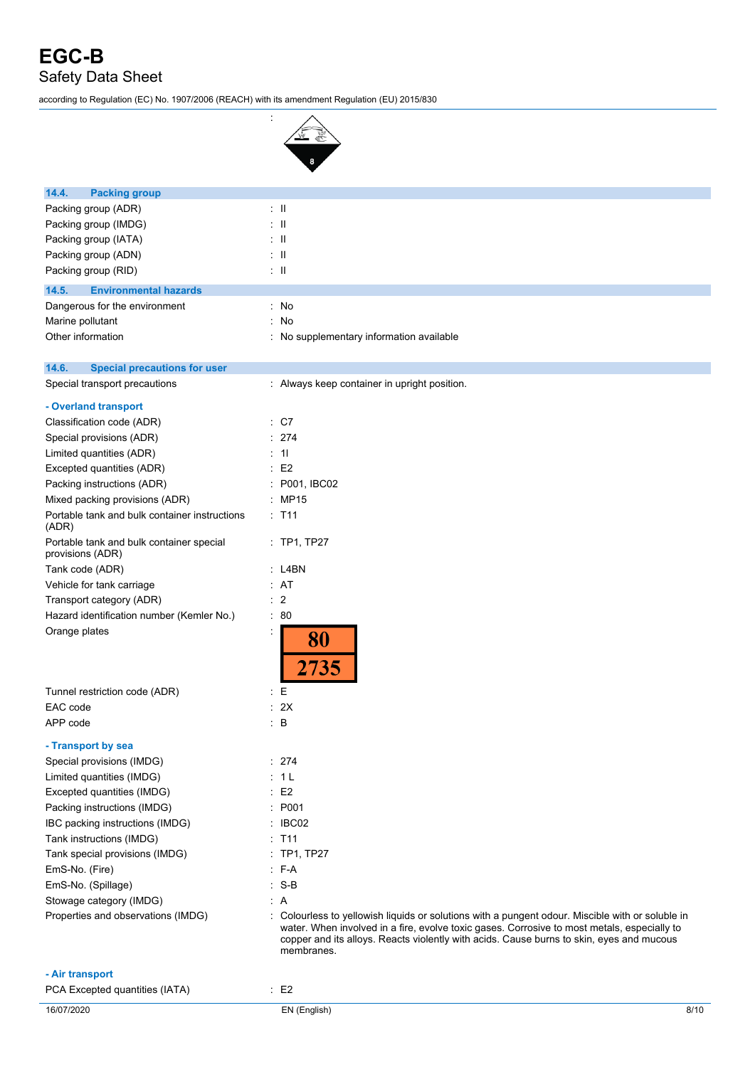| | |
|---|---|
| | : |

## 14.4. Packing group

| | |
|---|---|
| Packing group (ADR) | : II |
| Packing group (IMDG) | : II |
| Packing group (IATA) | : II |
| Packing group (ADN) | : II |
| Packing group (RID) | : II |

## 14.5. Environmental hazards

| | |
|---|---|
| Dangerous for the environment | : No |
| Marine pollutant | : No |
| Other information | : No supplementary information available |

## 14.6. Special precautions for user

| | |
|---|---|
| Special transport precautions | : Always keep container in upright position. |

### - Overland transport

| | |
|---|---|
| Classification code (ADR) | : C7 |
| Special provisions (ADR) | : 274 |
| Limited quantities (ADR) | : 1l |
| Excepted quantities (ADR) | : E2 |
| Packing instructions (ADR) | : P001, IBC02 |
| Mixed packing provisions (ADR) | : MP15 |
| Portable tank and bulk container instructions (ADR) | : T11 |
| Portable tank and bulk container special provisions (ADR) | : TP1, TP27 |
| Tank code (ADR) | : L4BN |
| Vehicle for tank carriage | : AT |
| Transport category (ADR) | : 2 |
| Hazard identification number (Kemler No.) | : 80 |
| Orange plates | : 80 / 2735 |
| Tunnel restriction code (ADR) | : E |
| EAC code | : 2X |
| APP code | : B |

### - Transport by sea

| | |
|---|---|
| Special provisions (IMDG) | : 274 |
| Limited quantities (IMDG) | : 1 L |
| Excepted quantities (IMDG) | : E2 |
| Packing instructions (IMDG) | : P001 |
| IBC packing instructions (IMDG) | : IBC02 |
| Tank instructions (IMDG) | : T11 |
| Tank special provisions (IMDG) | : TP1, TP27 |
| EmS-No. (Fire) | : F-A |
| EmS-No. (Spillage) | : S-B |
| Stowage category (IMDG) | : A |
| Properties and observations (IMDG) | : Colourless to yellowish liquids or solutions with a pungent odour. Miscible with or soluble in water. When involved in a fire, evolve toxic gases. Corrosive to most metals, especially to copper and its alloys. Reacts violently with acids. Cause burns to skin, eyes and mucous membranes. |

### - Air transport

| | |
|---|---|
| PCA Excepted quantities (IATA) | : E2 |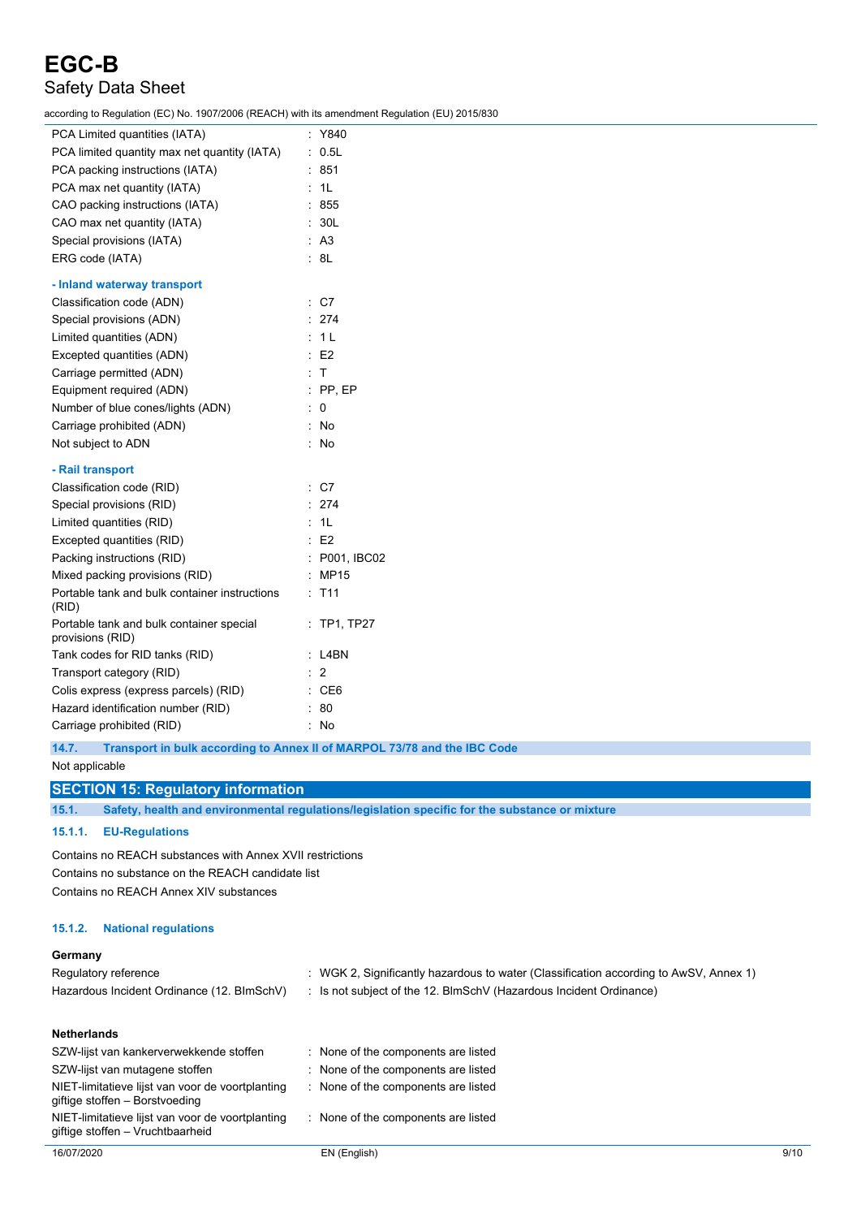| | |
|---|---|
| PCA Limited quantities (IATA) | : Y840 |
| PCA limited quantity max net quantity (IATA) | : 0.5L |
| PCA packing instructions (IATA) | : 851 |
| PCA max net quantity (IATA) | : 1L |
| CAO packing instructions (IATA) | : 855 |
| CAO max net quantity (IATA) | : 30L |
| Special provisions (IATA) | : A3 |
| ERG code (IATA) | : 8L |

**- Inland waterway transport**

| | |
|---|---|
| Classification code (ADN) | : C7 |
| Special provisions (ADN) | : 274 |
| Limited quantities (ADN) | : 1 L |
| Excepted quantities (ADN) | : E2 |
| Carriage permitted (ADN) | : T |
| Equipment required (ADN) | : PP, EP |
| Number of blue cones/lights (ADN) | : 0 |
| Carriage prohibited (ADN) | : No |
| Not subject to ADN | : No |

**- Rail transport**

| | |
|---|---|
| Classification code (RID) | : C7 |
| Special provisions (RID) | : 274 |
| Limited quantities (RID) | : 1L |
| Excepted quantities (RID) | : E2 |
| Packing instructions (RID) | : P001, IBC02 |
| Mixed packing provisions (RID) | : MP15 |
| Portable tank and bulk container instructions (RID) | : T11 |
| Portable tank and bulk container special provisions (RID) | : TP1, TP27 |
| Tank codes for RID tanks (RID) | : L4BN |
| Transport category (RID) | : 2 |
| Colis express (express parcels) (RID) | : CE6 |
| Hazard identification number (RID) | : 80 |
| Carriage prohibited (RID) | : No |

### 14.7. Transport in bulk according to Annex II of MARPOL 73/78 and the IBC Code

Not applicable

## SECTION 15: Regulatory information

### 15.1. Safety, health and environmental regulations/legislation specific for the substance or mixture

#### 15.1.1. EU-Regulations

Contains no REACH substances with Annex XVII restrictions

Contains no substance on the REACH candidate list

Contains no REACH Annex XIV substances

#### 15.1.2. National regulations

**Germany**

| | |
|---|---|
| Regulatory reference | : WGK 2, Significantly hazardous to water (Classification according to AwSV, Annex 1) |
| Hazardous Incident Ordinance (12. BImSchV) | : Is not subject of the 12. BlmSchV (Hazardous Incident Ordinance) |

**Netherlands**

| | |
|---|---|
| SZW-lijst van kankerverwekkende stoffen | : None of the components are listed |
| SZW-lijst van mutagene stoffen | : None of the components are listed |
| NIET-limitatieve lijst van voor de voortplanting giftige stoffen – Borstvoeding | : None of the components are listed |
| NIET-limitatieve lijst van voor de voortplanting giftige stoffen – Vruchtbaarheid | : None of the components are listed |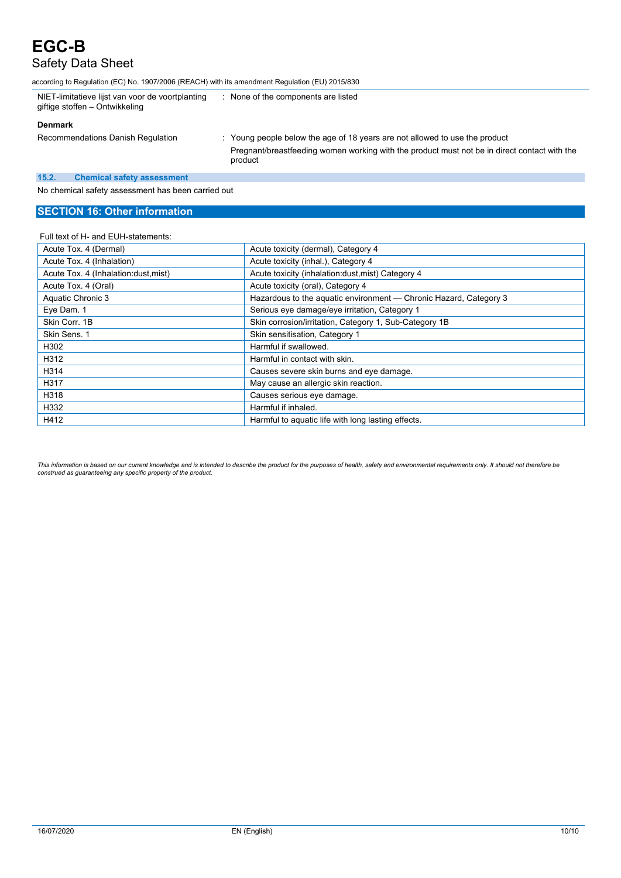| | |
|---|---|
| NIET-limitatieve lijst van voor de voortplanting giftige stoffen – Ontwikkeling | : None of the components are listed |

**Denmark**

| | |
|---|---|
| Recommendations Danish Regulation | : Young people below the age of 18 years are not allowed to use the product<br>Pregnant/breastfeeding women working with the product must not be in direct contact with the product |

### 15.2. Chemical safety assessment

No chemical safety assessment has been carried out

## SECTION 16: Other information

Full text of H- and EUH-statements:

| | |
|---|---|
| Acute Tox. 4 (Dermal) | Acute toxicity (dermal), Category 4 |
| Acute Tox. 4 (Inhalation) | Acute toxicity (inhal.), Category 4 |
| Acute Tox. 4 (Inhalation:dust,mist) | Acute toxicity (inhalation:dust,mist) Category 4 |
| Acute Tox. 4 (Oral) | Acute toxicity (oral), Category 4 |
| Aquatic Chronic 3 | Hazardous to the aquatic environment — Chronic Hazard, Category 3 |
| Eye Dam. 1 | Serious eye damage/eye irritation, Category 1 |
| Skin Corr. 1B | Skin corrosion/irritation, Category 1, Sub-Category 1B |
| Skin Sens. 1 | Skin sensitisation, Category 1 |
| H302 | Harmful if swallowed. |
| H312 | Harmful in contact with skin. |
| H314 | Causes severe skin burns and eye damage. |
| H317 | May cause an allergic skin reaction. |
| H318 | Causes serious eye damage. |
| H332 | Harmful if inhaled. |
| H412 | Harmful to aquatic life with long lasting effects. |

*This information is based on our current knowledge and is intended to describe the product for the purposes of health, safety and environmental requirements only. It should not therefore be construed as guaranteeing any specific property of the product.*